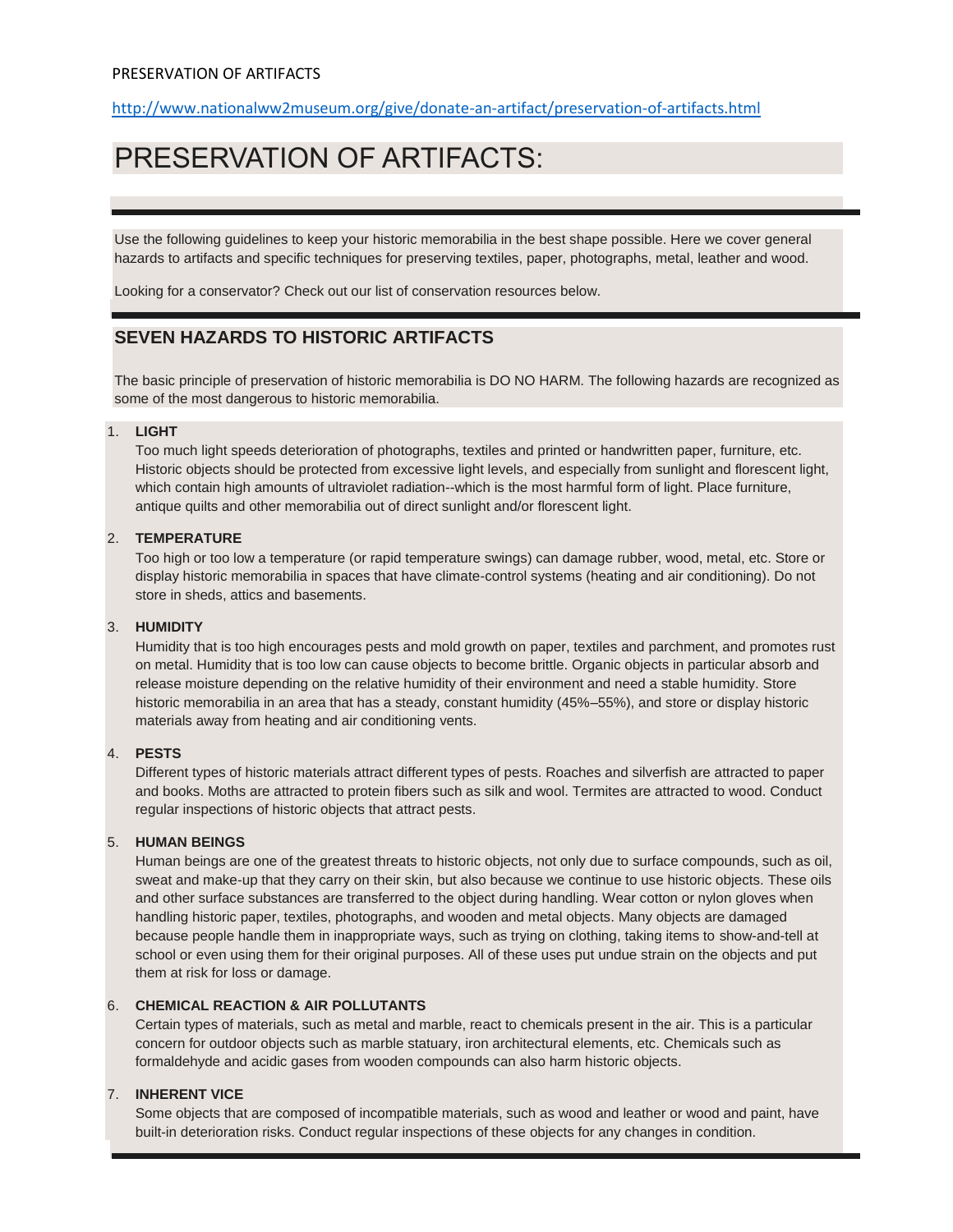PRESERVATION OF ARTIFACTS

http://www.nationalww2museum.org/give/donate-an-artifact/preservation-of-artifacts.html

# PRESERVATION OF ARTIFACTS:

Use the following guidelines to keep your historic memorabilia in the best shape possible. Here we cover general hazards to artifacts and specific techniques for preserving textiles, paper, photographs, metal, leather and wood.

Looking for a conservator? Check out our list of conservation resources below.

## SEVEN HAZARDS TO HISTORIC ARTIFACTS

The basic principle of preservation of historic memorabilia is DO NO HARM. The following hazards are recognized as some of the most dangerous to historic memorabilia.

1. **LIGHT**
   Too much light speeds deterioration of photographs, textiles and printed or handwritten paper, furniture, etc. Historic objects should be protected from excessive light levels, and especially from sunlight and florescent light, which contain high amounts of ultraviolet radiation--which is the most harmful form of light. Place furniture, antique quilts and other memorabilia out of direct sunlight and/or florescent light.

2. **TEMPERATURE**
   Too high or too low a temperature (or rapid temperature swings) can damage rubber, wood, metal, etc. Store or display historic memorabilia in spaces that have climate-control systems (heating and air conditioning). Do not store in sheds, attics and basements.

3. **HUMIDITY**
   Humidity that is too high encourages pests and mold growth on paper, textiles and parchment, and promotes rust on metal. Humidity that is too low can cause objects to become brittle. Organic objects in particular absorb and release moisture depending on the relative humidity of their environment and need a stable humidity. Store historic memorabilia in an area that has a steady, constant humidity (45%–55%), and store or display historic materials away from heating and air conditioning vents.

4. **PESTS**
   Different types of historic materials attract different types of pests. Roaches and silverfish are attracted to paper and books. Moths are attracted to protein fibers such as silk and wool. Termites are attracted to wood. Conduct regular inspections of historic objects that attract pests.

5. **HUMAN BEINGS**
   Human beings are one of the greatest threats to historic objects, not only due to surface compounds, such as oil, sweat and make-up that they carry on their skin, but also because we continue to use historic objects. These oils and other surface substances are transferred to the object during handling. Wear cotton or nylon gloves when handling historic paper, textiles, photographs, and wooden and metal objects. Many objects are damaged because people handle them in inappropriate ways, such as trying on clothing, taking items to show-and-tell at school or even using them for their original purposes. All of these uses put undue strain on the objects and put them at risk for loss or damage.

6. **CHEMICAL REACTION & AIR POLLUTANTS**
   Certain types of materials, such as metal and marble, react to chemicals present in the air. This is a particular concern for outdoor objects such as marble statuary, iron architectural elements, etc. Chemicals such as formaldehyde and acidic gases from wooden compounds can also harm historic objects.

7. **INHERENT VICE**
   Some objects that are composed of incompatible materials, such as wood and leather or wood and paint, have built-in deterioration risks. Conduct regular inspections of these objects for any changes in condition.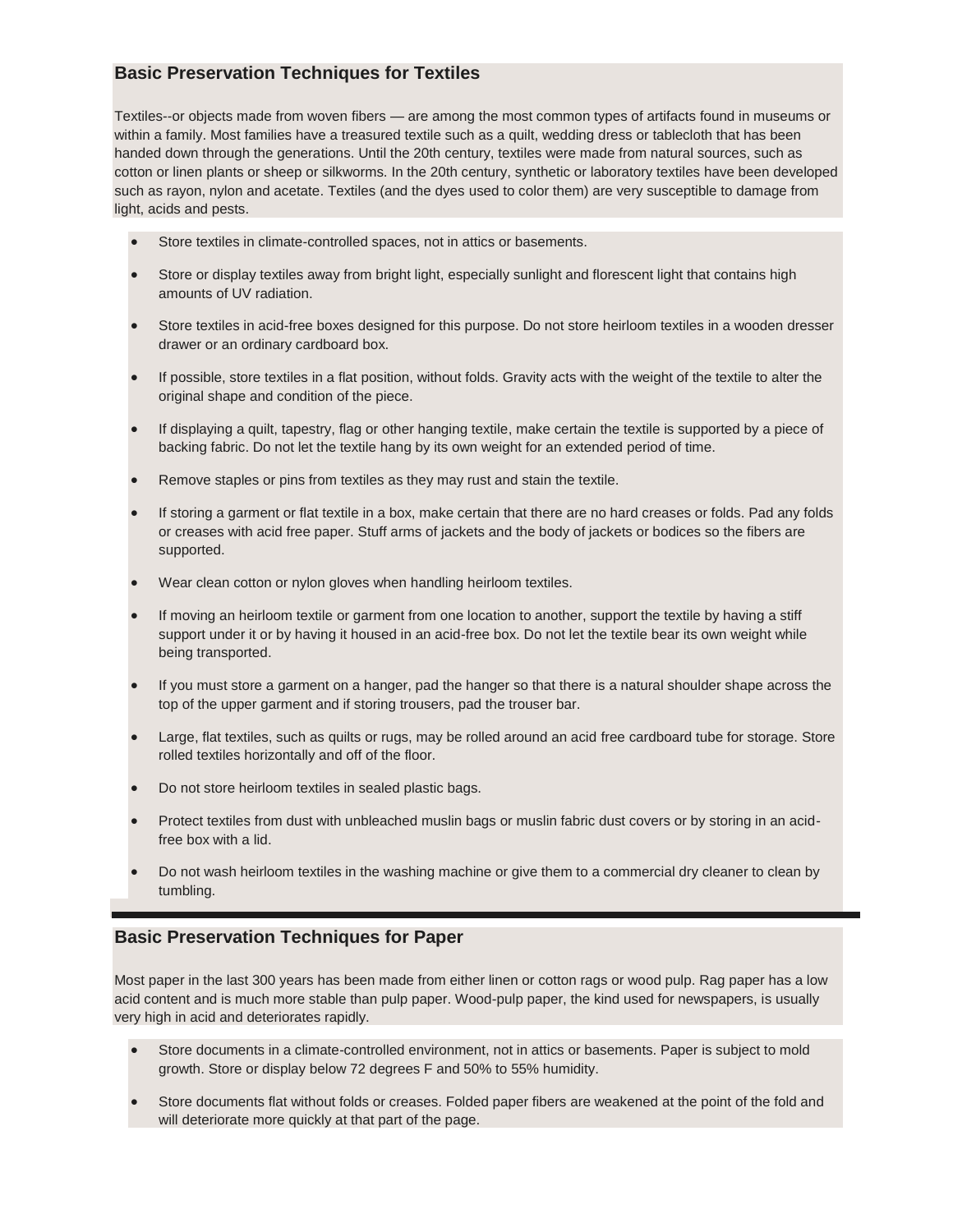## Basic Preservation Techniques for Textiles

Textiles--or objects made from woven fibers — are among the most common types of artifacts found in museums or within a family. Most families have a treasured textile such as a quilt, wedding dress or tablecloth that has been handed down through the generations. Until the 20th century, textiles were made from natural sources, such as cotton or linen plants or sheep or silkworms. In the 20th century, synthetic or laboratory textiles have been developed such as rayon, nylon and acetate. Textiles (and the dyes used to color them) are very susceptible to damage from light, acids and pests.

- Store textiles in climate-controlled spaces, not in attics or basements.
- Store or display textiles away from bright light, especially sunlight and florescent light that contains high amounts of UV radiation.
- Store textiles in acid-free boxes designed for this purpose. Do not store heirloom textiles in a wooden dresser drawer or an ordinary cardboard box.
- If possible, store textiles in a flat position, without folds. Gravity acts with the weight of the textile to alter the original shape and condition of the piece.
- If displaying a quilt, tapestry, flag or other hanging textile, make certain the textile is supported by a piece of backing fabric. Do not let the textile hang by its own weight for an extended period of time.
- Remove staples or pins from textiles as they may rust and stain the textile.
- If storing a garment or flat textile in a box, make certain that there are no hard creases or folds. Pad any folds or creases with acid free paper. Stuff arms of jackets and the body of jackets or bodices so the fibers are supported.
- Wear clean cotton or nylon gloves when handling heirloom textiles.
- If moving an heirloom textile or garment from one location to another, support the textile by having a stiff support under it or by having it housed in an acid-free box. Do not let the textile bear its own weight while being transported.
- If you must store a garment on a hanger, pad the hanger so that there is a natural shoulder shape across the top of the upper garment and if storing trousers, pad the trouser bar.
- Large, flat textiles, such as quilts or rugs, may be rolled around an acid free cardboard tube for storage. Store rolled textiles horizontally and off of the floor.
- Do not store heirloom textiles in sealed plastic bags.
- Protect textiles from dust with unbleached muslin bags or muslin fabric dust covers or by storing in an acid-free box with a lid.
- Do not wash heirloom textiles in the washing machine or give them to a commercial dry cleaner to clean by tumbling.

---

## Basic Preservation Techniques for Paper

Most paper in the last 300 years has been made from either linen or cotton rags or wood pulp. Rag paper has a low acid content and is much more stable than pulp paper. Wood-pulp paper, the kind used for newspapers, is usually very high in acid and deteriorates rapidly.

- Store documents in a climate-controlled environment, not in attics or basements. Paper is subject to mold growth. Store or display below 72 degrees F and 50% to 55% humidity.
- Store documents flat without folds or creases. Folded paper fibers are weakened at the point of the fold and will deteriorate more quickly at that part of the page.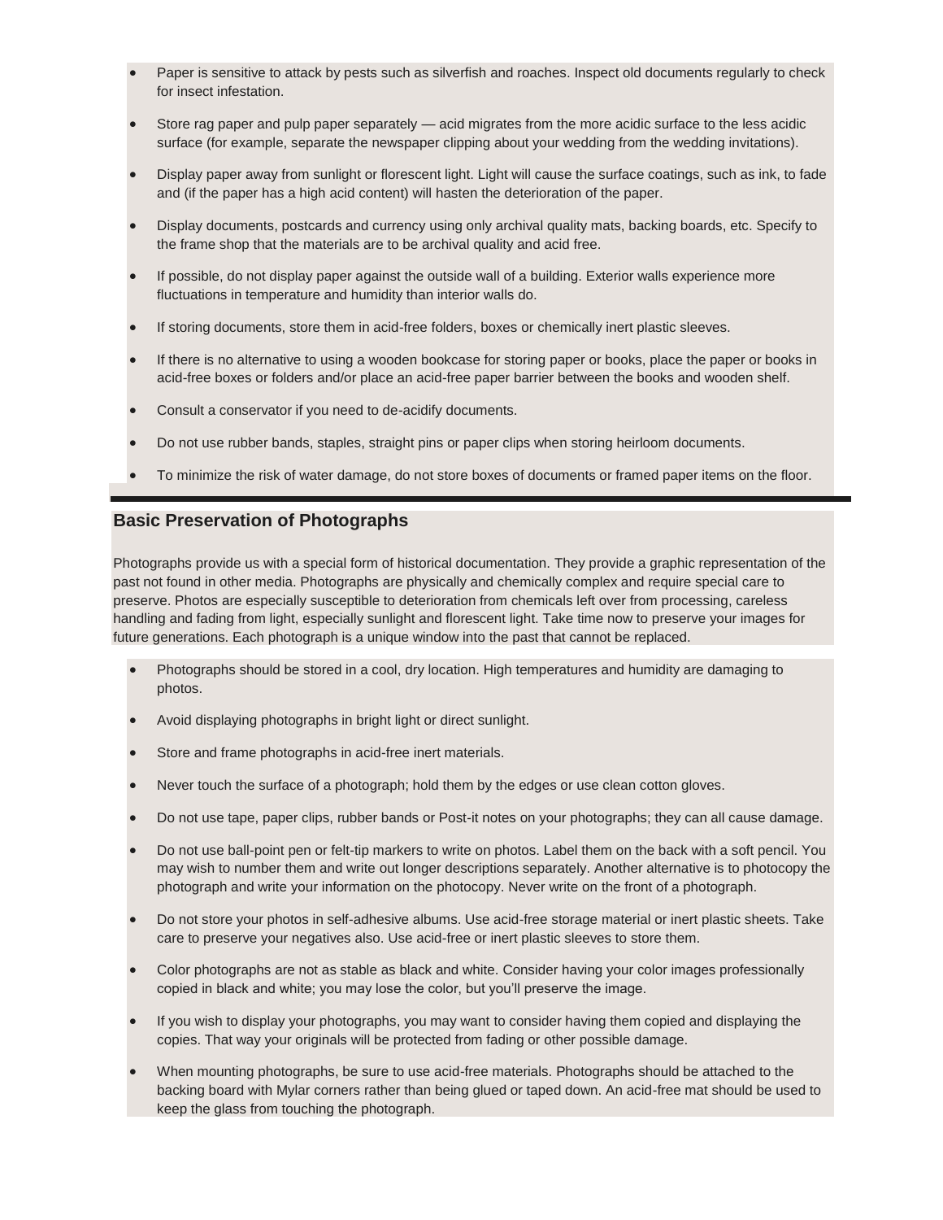- Paper is sensitive to attack by pests such as silverfish and roaches. Inspect old documents regularly to check for insect infestation.
- Store rag paper and pulp paper separately — acid migrates from the more acidic surface to the less acidic surface (for example, separate the newspaper clipping about your wedding from the wedding invitations).
- Display paper away from sunlight or florescent light. Light will cause the surface coatings, such as ink, to fade and (if the paper has a high acid content) will hasten the deterioration of the paper.
- Display documents, postcards and currency using only archival quality mats, backing boards, etc. Specify to the frame shop that the materials are to be archival quality and acid free.
- If possible, do not display paper against the outside wall of a building. Exterior walls experience more fluctuations in temperature and humidity than interior walls do.
- If storing documents, store them in acid-free folders, boxes or chemically inert plastic sleeves.
- If there is no alternative to using a wooden bookcase for storing paper or books, place the paper or books in acid-free boxes or folders and/or place an acid-free paper barrier between the books and wooden shelf.
- Consult a conservator if you need to de-acidify documents.
- Do not use rubber bands, staples, straight pins or paper clips when storing heirloom documents.
- To minimize the risk of water damage, do not store boxes of documents or framed paper items on the floor.

## Basic Preservation of Photographs

Photographs provide us with a special form of historical documentation. They provide a graphic representation of the past not found in other media. Photographs are physically and chemically complex and require special care to preserve. Photos are especially susceptible to deterioration from chemicals left over from processing, careless handling and fading from light, especially sunlight and florescent light. Take time now to preserve your images for future generations. Each photograph is a unique window into the past that cannot be replaced.

- Photographs should be stored in a cool, dry location. High temperatures and humidity are damaging to photos.
- Avoid displaying photographs in bright light or direct sunlight.
- Store and frame photographs in acid-free inert materials.
- Never touch the surface of a photograph; hold them by the edges or use clean cotton gloves.
- Do not use tape, paper clips, rubber bands or Post-it notes on your photographs; they can all cause damage.
- Do not use ball-point pen or felt-tip markers to write on photos. Label them on the back with a soft pencil. You may wish to number them and write out longer descriptions separately. Another alternative is to photocopy the photograph and write your information on the photocopy. Never write on the front of a photograph.
- Do not store your photos in self-adhesive albums. Use acid-free storage material or inert plastic sheets. Take care to preserve your negatives also. Use acid-free or inert plastic sleeves to store them.
- Color photographs are not as stable as black and white. Consider having your color images professionally copied in black and white; you may lose the color, but you'll preserve the image.
- If you wish to display your photographs, you may want to consider having them copied and displaying the copies. That way your originals will be protected from fading or other possible damage.
- When mounting photographs, be sure to use acid-free materials. Photographs should be attached to the backing board with Mylar corners rather than being glued or taped down. An acid-free mat should be used to keep the glass from touching the photograph.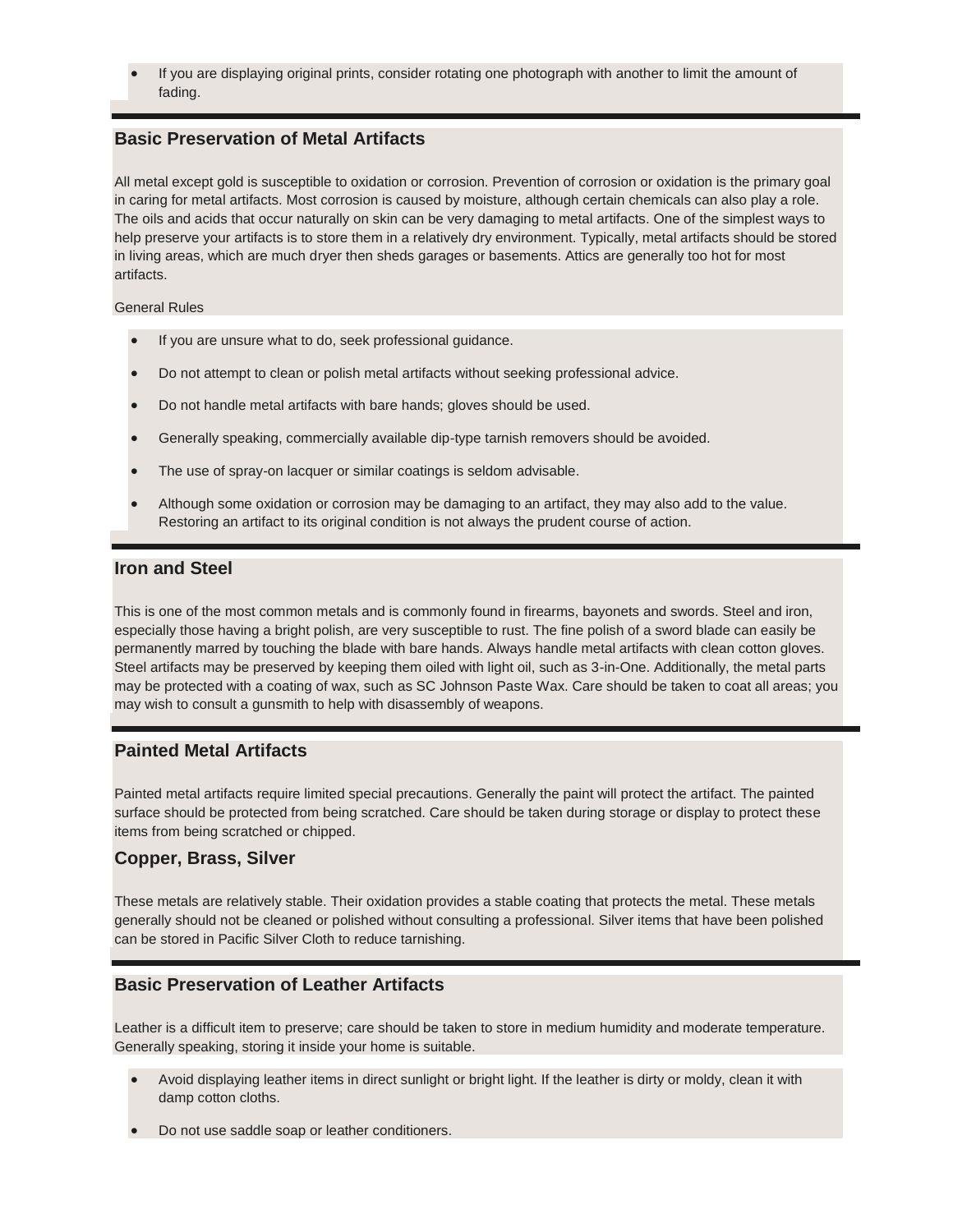- If you are displaying original prints, consider rotating one photograph with another to limit the amount of fading.

## Basic Preservation of Metal Artifacts

All metal except gold is susceptible to oxidation or corrosion. Prevention of corrosion or oxidation is the primary goal in caring for metal artifacts. Most corrosion is caused by moisture, although certain chemicals can also play a role. The oils and acids that occur naturally on skin can be very damaging to metal artifacts. One of the simplest ways to help preserve your artifacts is to store them in a relatively dry environment. Typically, metal artifacts should be stored in living areas, which are much dryer then sheds garages or basements. Attics are generally too hot for most artifacts.

General Rules

- If you are unsure what to do, seek professional guidance.
- Do not attempt to clean or polish metal artifacts without seeking professional advice.
- Do not handle metal artifacts with bare hands; gloves should be used.
- Generally speaking, commercially available dip-type tarnish removers should be avoided.
- The use of spray-on lacquer or similar coatings is seldom advisable.
- Although some oxidation or corrosion may be damaging to an artifact, they may also add to the value. Restoring an artifact to its original condition is not always the prudent course of action.

## Iron and Steel

This is one of the most common metals and is commonly found in firearms, bayonets and swords. Steel and iron, especially those having a bright polish, are very susceptible to rust. The fine polish of a sword blade can easily be permanently marred by touching the blade with bare hands. Always handle metal artifacts with clean cotton gloves. Steel artifacts may be preserved by keeping them oiled with light oil, such as 3-in-One. Additionally, the metal parts may be protected with a coating of wax, such as SC Johnson Paste Wax. Care should be taken to coat all areas; you may wish to consult a gunsmith to help with disassembly of weapons.

## Painted Metal Artifacts

Painted metal artifacts require limited special precautions. Generally the paint will protect the artifact. The painted surface should be protected from being scratched. Care should be taken during storage or display to protect these items from being scratched or chipped.

## Copper, Brass, Silver

These metals are relatively stable. Their oxidation provides a stable coating that protects the metal. These metals generally should not be cleaned or polished without consulting a professional. Silver items that have been polished can be stored in Pacific Silver Cloth to reduce tarnishing.

## Basic Preservation of Leather Artifacts

Leather is a difficult item to preserve; care should be taken to store in medium humidity and moderate temperature. Generally speaking, storing it inside your home is suitable.

- Avoid displaying leather items in direct sunlight or bright light. If the leather is dirty or moldy, clean it with damp cotton cloths.
- Do not use saddle soap or leather conditioners.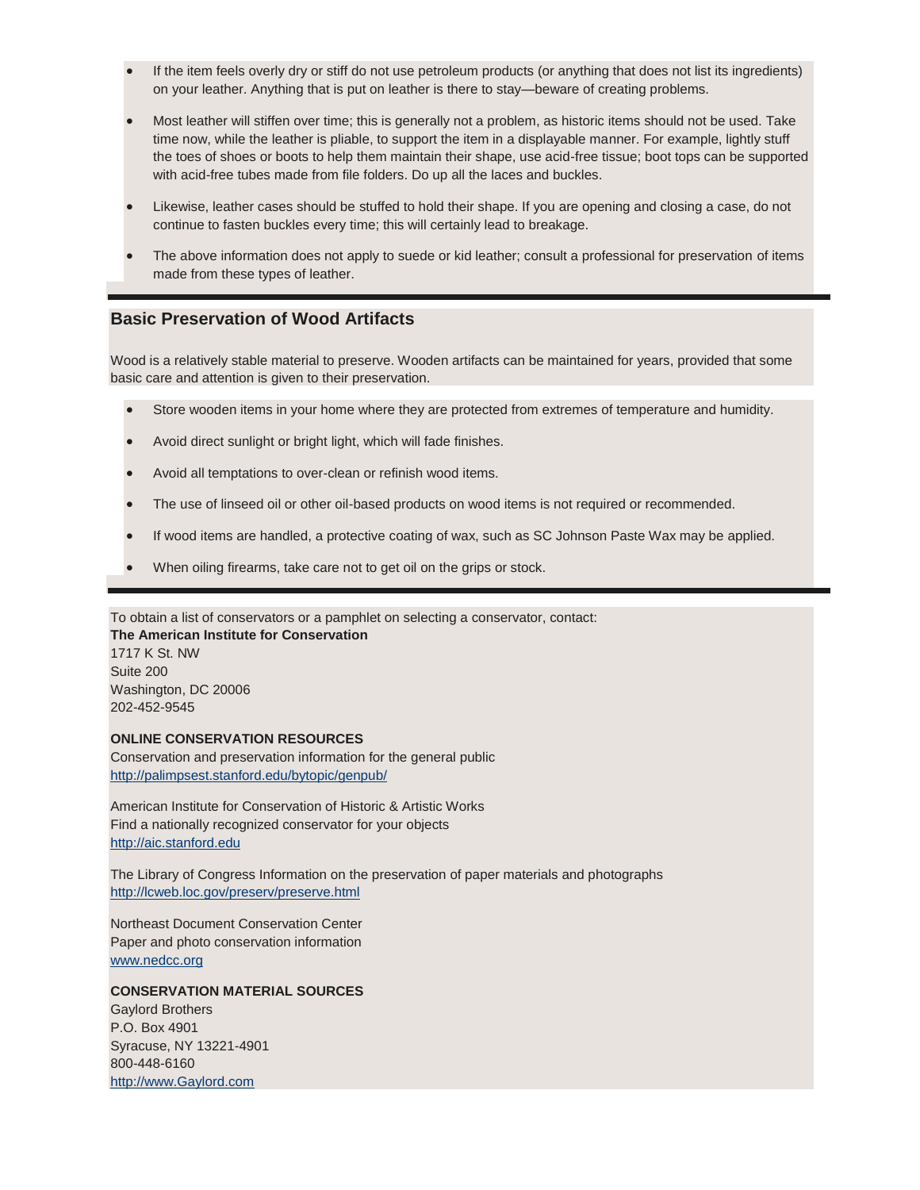- If the item feels overly dry or stiff do not use petroleum products (or anything that does not list its ingredients) on your leather. Anything that is put on leather is there to stay—beware of creating problems.
- Most leather will stiffen over time; this is generally not a problem, as historic items should not be used. Take time now, while the leather is pliable, to support the item in a displayable manner. For example, lightly stuff the toes of shoes or boots to help them maintain their shape, use acid-free tissue; boot tops can be supported with acid-free tubes made from file folders. Do up all the laces and buckles.
- Likewise, leather cases should be stuffed to hold their shape. If you are opening and closing a case, do not continue to fasten buckles every time; this will certainly lead to breakage.
- The above information does not apply to suede or kid leather; consult a professional for preservation of items made from these types of leather.

## Basic Preservation of Wood Artifacts

Wood is a relatively stable material to preserve. Wooden artifacts can be maintained for years, provided that some basic care and attention is given to their preservation.

- Store wooden items in your home where they are protected from extremes of temperature and humidity.
- Avoid direct sunlight or bright light, which will fade finishes.
- Avoid all temptations to over-clean or refinish wood items.
- The use of linseed oil or other oil-based products on wood items is not required or recommended.
- If wood items are handled, a protective coating of wax, such as SC Johnson Paste Wax may be applied.
- When oiling firearms, take care not to get oil on the grips or stock.

To obtain a list of conservators or a pamphlet on selecting a conservator, contact:
**The American Institute for Conservation**
1717 K St. NW
Suite 200
Washington, DC 20006
202-452-9545

**ONLINE CONSERVATION RESOURCES**
Conservation and preservation information for the general public
http://palimpsest.stanford.edu/bytopic/genpub/

American Institute for Conservation of Historic & Artistic Works
Find a nationally recognized conservator for your objects
http://aic.stanford.edu

The Library of Congress Information on the preservation of paper materials and photographs
http://lcweb.loc.gov/preserv/preserve.html

Northeast Document Conservation Center
Paper and photo conservation information
www.nedcc.org

**CONSERVATION MATERIAL SOURCES**
Gaylord Brothers
P.O. Box 4901
Syracuse, NY 13221-4901
800-448-6160
http://www.Gaylord.com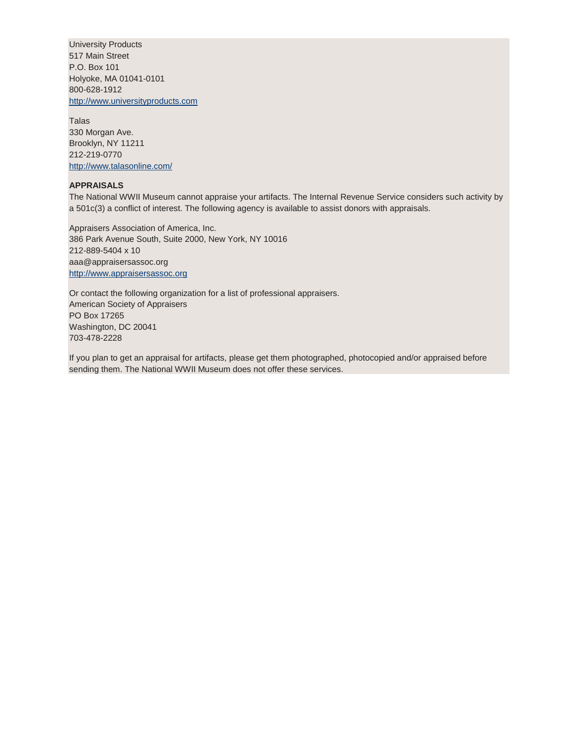University Products
517 Main Street
P.O. Box 101
Holyoke, MA 01041-0101
800-628-1912
[http://www.universityproducts.com](http://www.universityproducts.com)

Talas
330 Morgan Ave.
Brooklyn, NY 11211
212-219-0770
[http://www.talasonline.com/](http://www.talasonline.com/)

**APPRAISALS**

The National WWII Museum cannot appraise your artifacts. The Internal Revenue Service considers such activity by a 501c(3) a conflict of interest. The following agency is available to assist donors with appraisals.

Appraisers Association of America, Inc.
386 Park Avenue South, Suite 2000, New York, NY 10016
212-889-5404 x 10
aaa@appraisersassoc.org
[http://www.appraisersassoc.org](http://www.appraisersassoc.org)

Or contact the following organization for a list of professional appraisers.
American Society of Appraisers
PO Box 17265
Washington, DC 20041
703-478-2228

If you plan to get an appraisal for artifacts, please get them photographed, photocopied and/or appraised before sending them. The National WWII Museum does not offer these services.